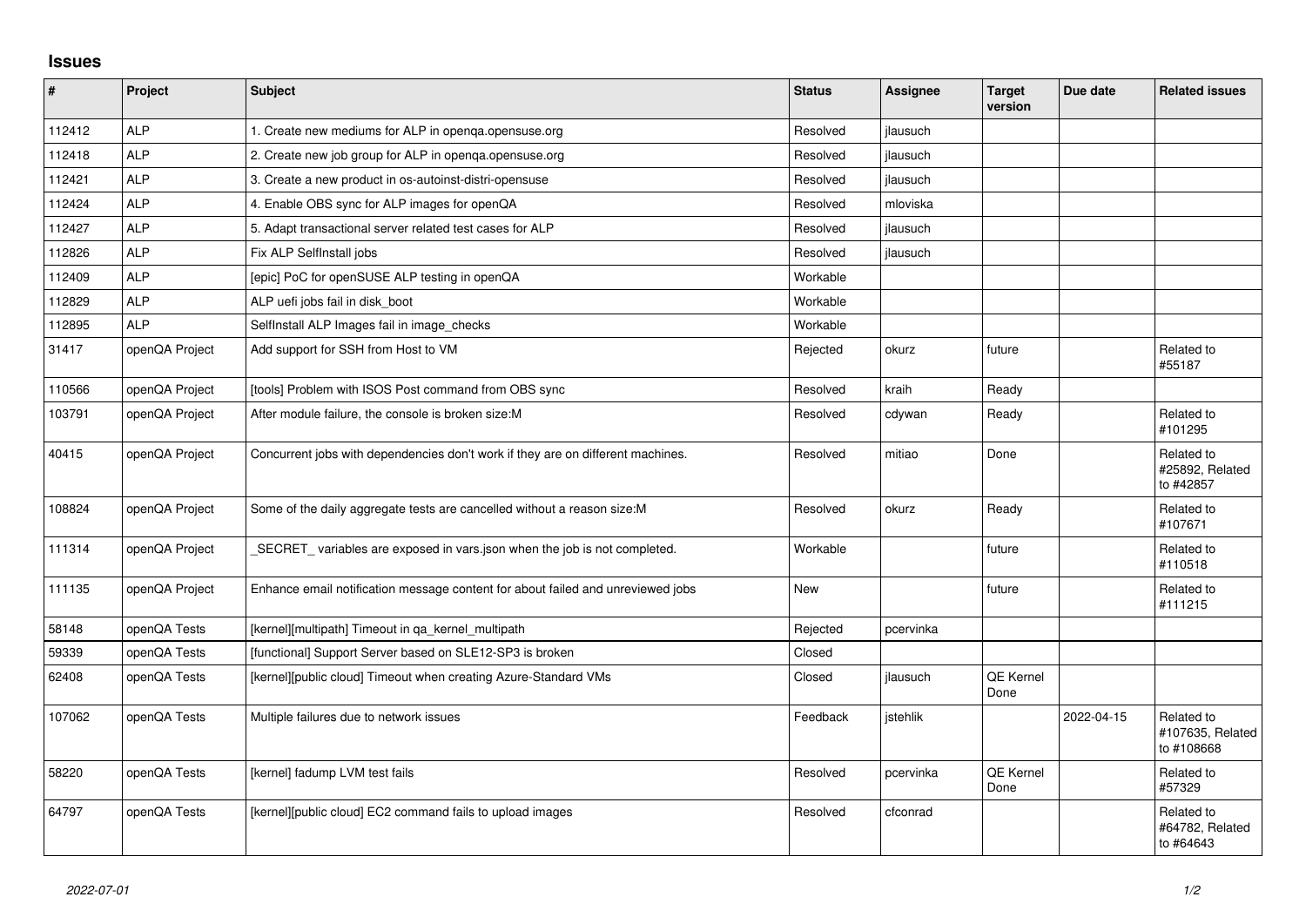# Issues

| # | Project | Subject | Status | Assignee | Target version | Due date | Related issues |
|---|---|---|---|---|---|---|---|
| 112412 | ALP | 1. Create new mediums for ALP in openqa.opensuse.org | Resolved | jlausuch | | | |
| 112418 | ALP | 2. Create new job group for ALP in openqa.opensuse.org | Resolved | jlausuch | | | |
| 112421 | ALP | 3. Create a new product in os-autoinst-distri-opensuse | Resolved | jlausuch | | | |
| 112424 | ALP | 4. Enable OBS sync for ALP images for openQA | Resolved | mloviska | | | |
| 112427 | ALP | 5. Adapt transactional server related test cases for ALP | Resolved | jlausuch | | | |
| 112826 | ALP | Fix ALP SelfInstall jobs | Resolved | jlausuch | | | |
| 112409 | ALP | [epic] PoC for openSUSE ALP testing in openQA | Workable | | | | |
| 112829 | ALP | ALP uefi jobs fail in disk_boot | Workable | | | | |
| 112895 | ALP | SelfInstall ALP Images fail in image_checks | Workable | | | | |
| 31417 | openQA Project | Add support for SSH from Host to VM | Rejected | okurz | future | | Related to #55187 |
| 110566 | openQA Project | [tools] Problem with ISOS Post command from OBS sync | Resolved | kraih | Ready | | |
| 103791 | openQA Project | After module failure, the console is broken size:M | Resolved | cdywan | Ready | | Related to #101295 |
| 40415 | openQA Project | Concurrent jobs with dependencies don't work if they are on different machines. | Resolved | mitiao | Done | | Related to #25892, Related to #42857 |
| 108824 | openQA Project | Some of the daily aggregate tests are cancelled without a reason size:M | Resolved | okurz | Ready | | Related to #107671 |
| 111314 | openQA Project | _SECRET_ variables are exposed in vars.json when the job is not completed. | Workable | | future | | Related to #110518 |
| 111135 | openQA Project | Enhance email notification message content for about failed and unreviewed jobs | New | | future | | Related to #111215 |
| 58148 | openQA Tests | [kernel][multipath] Timeout in qa_kernel_multipath | Rejected | pcervinka | | | |
| 59339 | openQA Tests | [functional] Support Server based on SLE12-SP3 is broken | Closed | | | | |
| 62408 | openQA Tests | [kernel][public cloud] Timeout when creating Azure-Standard VMs | Closed | jlausuch | QE Kernel Done | | |
| 107062 | openQA Tests | Multiple failures due to network issues | Feedback | jstehlik | | 2022-04-15 | Related to #107635, Related to #108668 |
| 58220 | openQA Tests | [kernel] fadump LVM test fails | Resolved | pcervinka | QE Kernel Done | | Related to #57329 |
| 64797 | openQA Tests | [kernel][public cloud] EC2 command fails to upload images | Resolved | cfconrad | | | Related to #64782, Related to #64643 |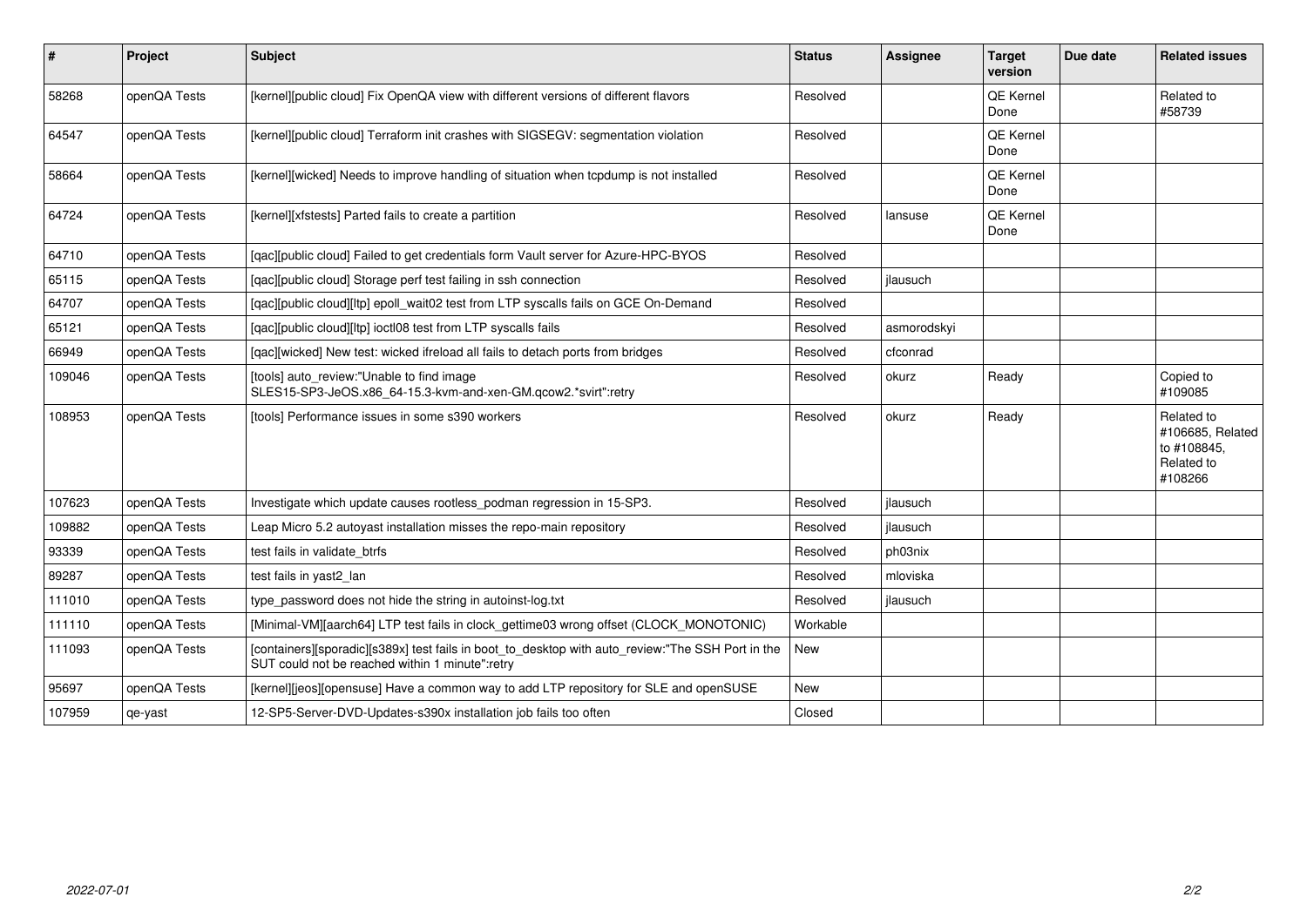| # | Project | Subject | Status | Assignee | Target version | Due date | Related issues |
|---|---|---|---|---|---|---|---|
| 58268 | openQA Tests | [kernel][public cloud] Fix OpenQA view with different versions of different flavors | Resolved | | QE Kernel Done | | Related to #58739 |
| 64547 | openQA Tests | [kernel][public cloud] Terraform init crashes with SIGSEGV: segmentation violation | Resolved | | QE Kernel Done | | |
| 58664 | openQA Tests | [kernel][wicked] Needs to improve handling of situation when tcpdump is not installed | Resolved | | QE Kernel Done | | |
| 64724 | openQA Tests | [kernel][xfstests] Parted fails to create a partition | Resolved | lansuse | QE Kernel Done | | |
| 64710 | openQA Tests | [qac][public cloud] Failed to get credentials form Vault server for Azure-HPC-BYOS | Resolved | | | | |
| 65115 | openQA Tests | [qac][public cloud] Storage perf test failing in ssh connection | Resolved | jlausuch | | | |
| 64707 | openQA Tests | [qac][public cloud][ltp] epoll_wait02 test from LTP syscalls fails on GCE On-Demand | Resolved | | | | |
| 65121 | openQA Tests | [qac][public cloud][ltp] ioctl08 test from LTP syscalls fails | Resolved | asmorodskyi | | | |
| 66949 | openQA Tests | [qac][wicked] New test: wicked ifreload all fails to detach ports from bridges | Resolved | cfconrad | | | |
| 109046 | openQA Tests | [tools] auto_review:"Unable to find image SLES15-SP3-JeOS.x86_64-15.3-kvm-and-xen-GM.qcow2.*svirt":retry | Resolved | okurz | Ready | | Copied to #109085 |
| 108953 | openQA Tests | [tools] Performance issues in some s390 workers | Resolved | okurz | Ready | | Related to #106685, Related to #108845, Related to #108266 |
| 107623 | openQA Tests | Investigate which update causes rootless_podman regression in 15-SP3. | Resolved | jlausuch | | | |
| 109882 | openQA Tests | Leap Micro 5.2 autoyast installation misses the repo-main repository | Resolved | jlausuch | | | |
| 93339 | openQA Tests | test fails in validate_btrfs | Resolved | ph03nix | | | |
| 89287 | openQA Tests | test fails in yast2_lan | Resolved | mloviska | | | |
| 111010 | openQA Tests | type_password does not hide the string in autoinst-log.txt | Resolved | jlausuch | | | |
| 111110 | openQA Tests | [Minimal-VM][aarch64] LTP test fails in clock_gettime03 wrong offset (CLOCK_MONOTONIC) | Workable | | | | |
| 111093 | openQA Tests | [containers][sporadic][s389x] test fails in boot_to_desktop with auto_review:"The SSH Port in the SUT could not be reached within 1 minute":retry | New | | | | |
| 95697 | openQA Tests | [kernel][jeos][opensuse] Have a common way to add LTP repository for SLE and openSUSE | New | | | | |
| 107959 | qe-yast | 12-SP5-Server-DVD-Updates-s390x installation job fails too often | Closed | | | | |